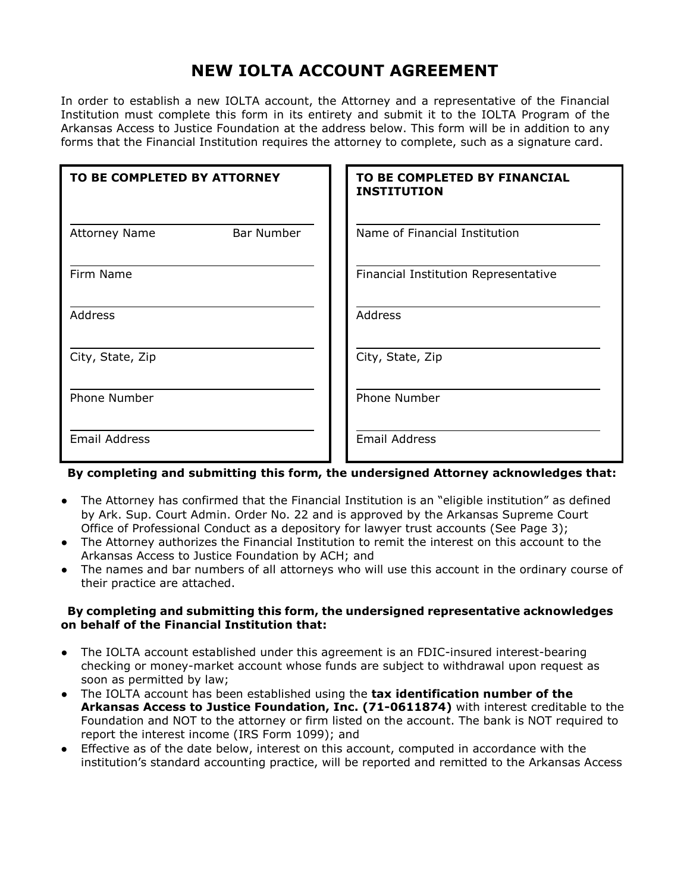# NEW IOLTA ACCOUNT AGREEMENT

In order to establish a new IOLTA account, the Attorney and a representative of the Financial Institution must complete this form in its entirety and submit it to the IOLTA Program of the Arkansas Access to Justice Foundation at the address below. This form will be in addition to any forms that the Financial Institution requires the attorney to complete, such as a signature card.

| **TO BE COMPLETED BY ATTORNEY** | | **TO BE COMPLETED BY FINANCIAL INSTITUTION** |
|---|---|---|
| Attorney Name | Bar Number | Name of Financial Institution |
| Firm Name | | Financial Institution Representative |
| Address | | Address |
| City, State, Zip | | City, State, Zip |
| Phone Number | | Phone Number |
| Email Address | | Email Address |

**By completing and submitting this form, the undersigned Attorney acknowledges that:**

- The Attorney has confirmed that the Financial Institution is an "eligible institution" as defined by Ark. Sup. Court Admin. Order No. 22 and is approved by the Arkansas Supreme Court Office of Professional Conduct as a depository for lawyer trust accounts (See Page 3);
- The Attorney authorizes the Financial Institution to remit the interest on this account to the Arkansas Access to Justice Foundation by ACH; and
- The names and bar numbers of all attorneys who will use this account in the ordinary course of their practice are attached.

**By completing and submitting this form, the undersigned representative acknowledges on behalf of the Financial Institution that:**

- The IOLTA account established under this agreement is an FDIC-insured interest-bearing checking or money-market account whose funds are subject to withdrawal upon request as soon as permitted by law;
- The IOLTA account has been established using the **tax identification number of the Arkansas Access to Justice Foundation, Inc. (71-0611874)** with interest creditable to the Foundation and NOT to the attorney or firm listed on the account. The bank is NOT required to report the interest income (IRS Form 1099); and
- Effective as of the date below, interest on this account, computed in accordance with the institution's standard accounting practice, will be reported and remitted to the Arkansas Access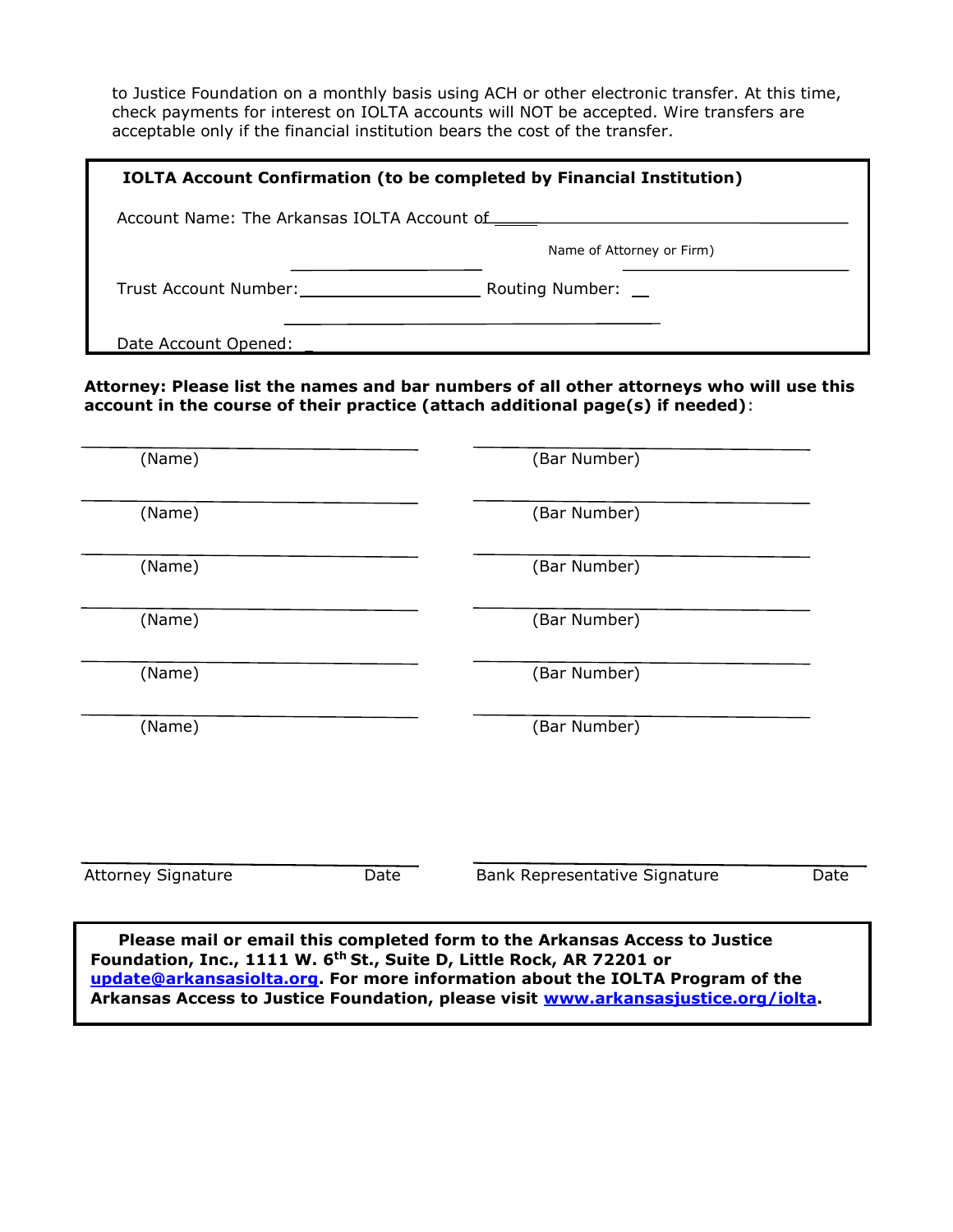to Justice Foundation on a monthly basis using ACH or other electronic transfer. At this time, check payments for interest on IOLTA accounts will NOT be accepted. Wire transfers are acceptable only if the financial institution bears the cost of the transfer.

**IOLTA Account Confirmation (to be completed by Financial Institution)**

Account Name: The Arkansas IOLTA Account of ________________________________________

(Name of Attorney or Firm)

Trust Account Number: ____________________ Routing Number: ____________________

Date Account Opened: ____________________

**Attorney: Please list the names and bar numbers of all other attorneys who will use this account in the course of their practice (attach additional page(s) if needed)**:

| | |
|---|---|
| ____________________ (Name) | ____________________ (Bar Number) |
| ____________________ (Name) | ____________________ (Bar Number) |
| ____________________ (Name) | ____________________ (Bar Number) |
| ____________________ (Name) | ____________________ (Bar Number) |
| ____________________ (Name) | ____________________ (Bar Number) |
| ____________________ (Name) | ____________________ (Bar Number) |

____________________ ____________________

Attorney Signature Date Bank Representative Signature Date

**Please mail or email this completed form to the Arkansas Access to Justice Foundation, Inc., 1111 W. 6th St., Suite D, Little Rock, AR 72201 or [update@arkansasiolta.org](mailto:update@arkansasiolta.org). For more information about the IOLTA Program of the Arkansas Access to Justice Foundation, please visit [www.arkansasjustice.org/iolta](http://www.arkansasjustice.org/iolta).**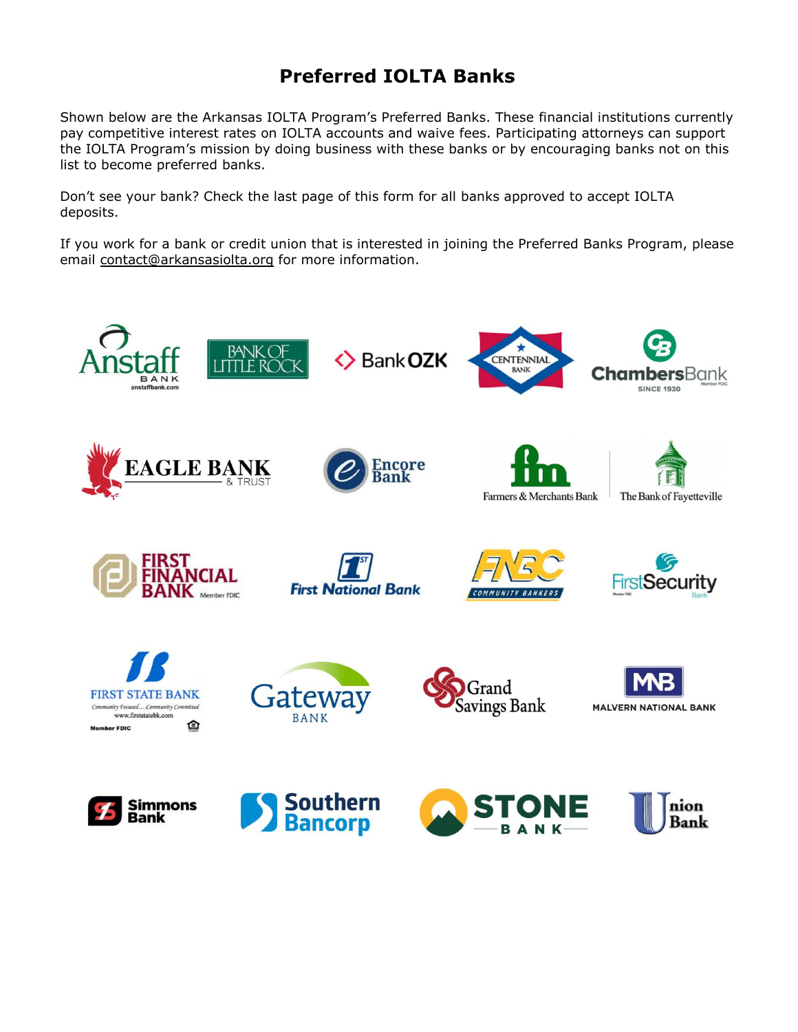# Preferred IOLTA Banks

Shown below are the Arkansas IOLTA Program's Preferred Banks. These financial institutions currently pay competitive interest rates on IOLTA accounts and waive fees. Participating attorneys can support the IOLTA Program's mission by doing business with these banks or by encouraging banks not on this list to become preferred banks.

Don't see your bank? Check the last page of this form for all banks approved to accept IOLTA deposits.

If you work for a bank or credit union that is interested in joining the Preferred Banks Program, please email contact@arkansasiolta.org for more information.

Anstaff BANK anstaffbank.com

BANK OF LITTLE ROCK

BankOZK

CENTENNIAL BANK

ChambersBank SINCE 1930 Member FDIC

EAGLE BANK & TRUST

Encore Bank

Farmers & Merchants Bank

The Bank of Fayetteville

FIRST FINANCIAL BANK Member FDIC

First National Bank

FNBC COMMUNITY BANKERS

FirstSecurity Bank Member FDIC

FIRST STATE BANK Community Focused....Community Committed www.firststatebk.com Member FDIC

Gateway BANK

Grand Savings Bank

MALVERN NATIONAL BANK

Simmons Bank

Southern Bancorp

STONE BANK

Union Bank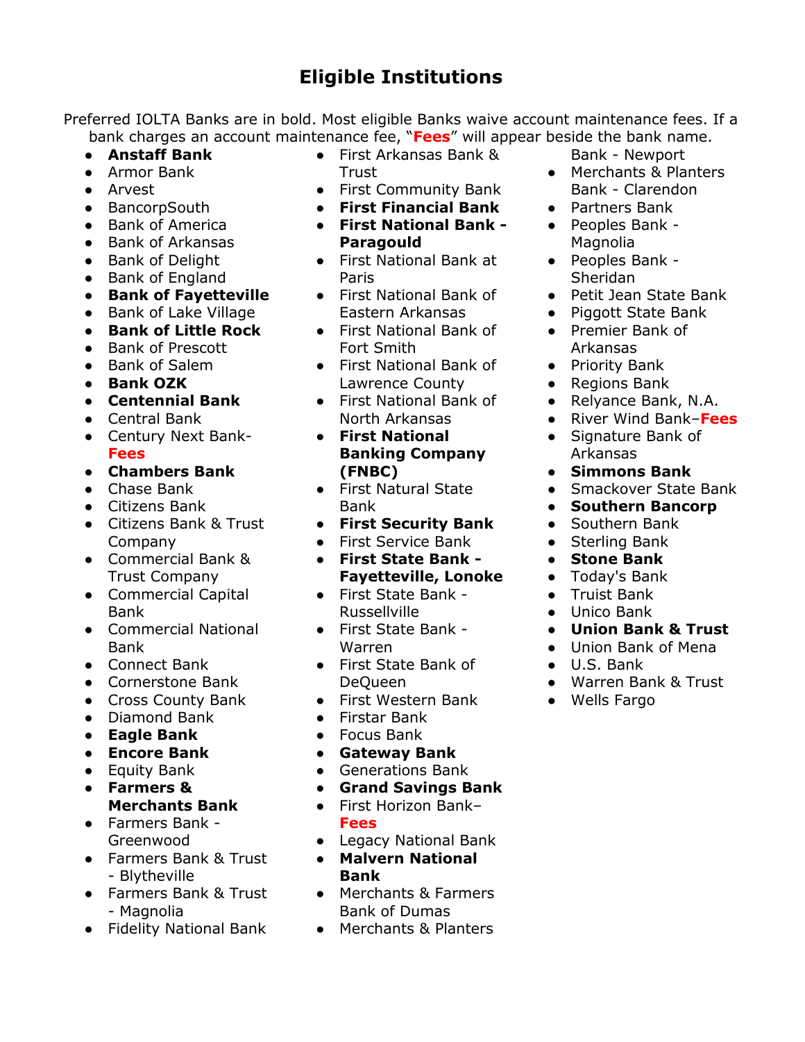# Eligible Institutions

Preferred IOLTA Banks are in bold. Most eligible Banks waive account maintenance fees. If a bank charges an account maintenance fee, "**Fees**" will appear beside the bank name.

- **Anstaff Bank**
- Armor Bank
- Arvest
- BancorpSouth
- Bank of America
- Bank of Arkansas
- Bank of Delight
- Bank of England
- **Bank of Fayetteville**
- Bank of Lake Village
- **Bank of Little Rock**
- Bank of Prescott
- Bank of Salem
- **Bank OZK**
- **Centennial Bank**
- Central Bank
- Century Next Bank- **Fees**
- **Chambers Bank**
- Chase Bank
- Citizens Bank
- Citizens Bank & Trust Company
- Commercial Bank & Trust Company
- Commercial Capital Bank
- Commercial National Bank
- Connect Bank
- Cornerstone Bank
- Cross County Bank
- Diamond Bank
- **Eagle Bank**
- **Encore Bank**
- Equity Bank
- **Farmers & Merchants Bank**
- Farmers Bank - Greenwood
- Farmers Bank & Trust - Blytheville
- Farmers Bank & Trust - Magnolia
- Fidelity National Bank
- First Arkansas Bank & Trust
- First Community Bank
- **First Financial Bank**
- **First National Bank - Paragould**
- First National Bank at Paris
- First National Bank of Eastern Arkansas
- First National Bank of Fort Smith
- First National Bank of Lawrence County
- First National Bank of North Arkansas
- **First National Banking Company (FNBC)**
- First Natural State Bank
- **First Security Bank**
- First Service Bank
- **First State Bank - Fayetteville, Lonoke**
- First State Bank - Russellville
- First State Bank - Warren
- First State Bank of DeQueen
- First Western Bank
- Firstar Bank
- Focus Bank
- **Gateway Bank**
- Generations Bank
- **Grand Savings Bank**
- First Horizon Bank– **Fees**
- Legacy National Bank
- **Malvern National Bank**
- Merchants & Farmers Bank of Dumas
- Merchants & Planters Bank - Newport
- Merchants & Planters Bank - Clarendon
- Partners Bank
- Peoples Bank - Magnolia
- Peoples Bank - Sheridan
- Petit Jean State Bank
- Piggott State Bank
- Premier Bank of Arkansas
- Priority Bank
- Regions Bank
- Relyance Bank, N.A.
- River Wind Bank–**Fees**
- Signature Bank of Arkansas
- **Simmons Bank**
- Smackover State Bank
- **Southern Bancorp**
- Southern Bank
- Sterling Bank
- **Stone Bank**
- Today's Bank
- Truist Bank
- Unico Bank
- **Union Bank & Trust**
- Union Bank of Mena
- U.S. Bank
- Warren Bank & Trust
- Wells Fargo